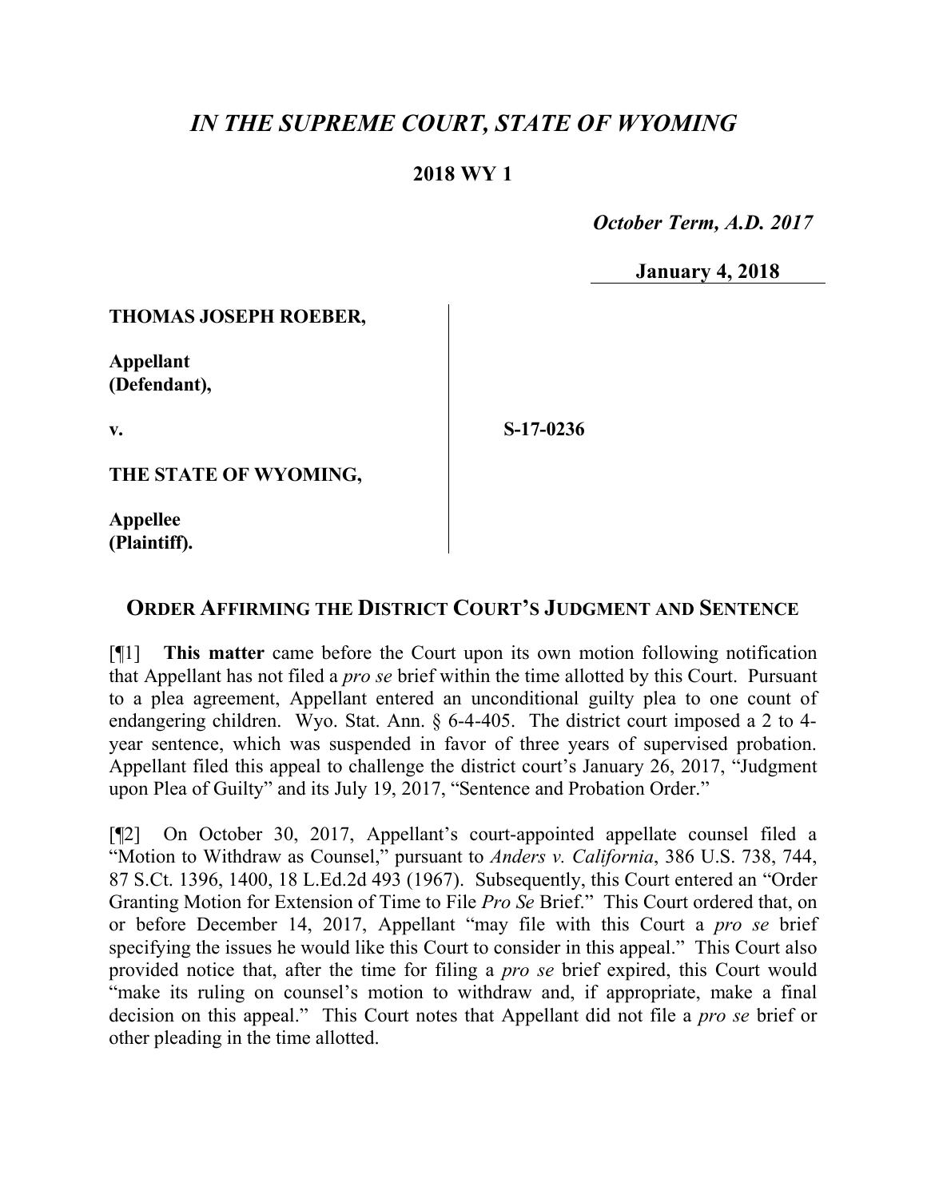# *IN THE SUPREME COURT, STATE OF WYOMING*

## 2018 WY 1

*October Term, A.D. 2017*

January 4, 2018

**THOMAS JOSEPH ROEBER,**

**Appellant (Defendant),**

**v.**

**THE STATE OF WYOMING,**

**Appellee (Plaintiff).**

**S-17-0236**

## ORDER AFFIRMING THE DISTRICT COURT'S JUDGMENT AND SENTENCE

[¶1] **This matter** came before the Court upon its own motion following notification that Appellant has not filed a *pro se* brief within the time allotted by this Court. Pursuant to a plea agreement, Appellant entered an unconditional guilty plea to one count of endangering children. Wyo. Stat. Ann. § 6-4-405. The district court imposed a 2 to 4-year sentence, which was suspended in favor of three years of supervised probation. Appellant filed this appeal to challenge the district court's January 26, 2017, "Judgment upon Plea of Guilty" and its July 19, 2017, "Sentence and Probation Order."

[¶2] On October 30, 2017, Appellant's court-appointed appellate counsel filed a "Motion to Withdraw as Counsel," pursuant to *Anders v. California*, 386 U.S. 738, 744, 87 S.Ct. 1396, 1400, 18 L.Ed.2d 493 (1967). Subsequently, this Court entered an "Order Granting Motion for Extension of Time to File *Pro Se* Brief." This Court ordered that, on or before December 14, 2017, Appellant "may file with this Court a *pro se* brief specifying the issues he would like this Court to consider in this appeal." This Court also provided notice that, after the time for filing a *pro se* brief expired, this Court would "make its ruling on counsel's motion to withdraw and, if appropriate, make a final decision on this appeal." This Court notes that Appellant did not file a *pro se* brief or other pleading in the time allotted.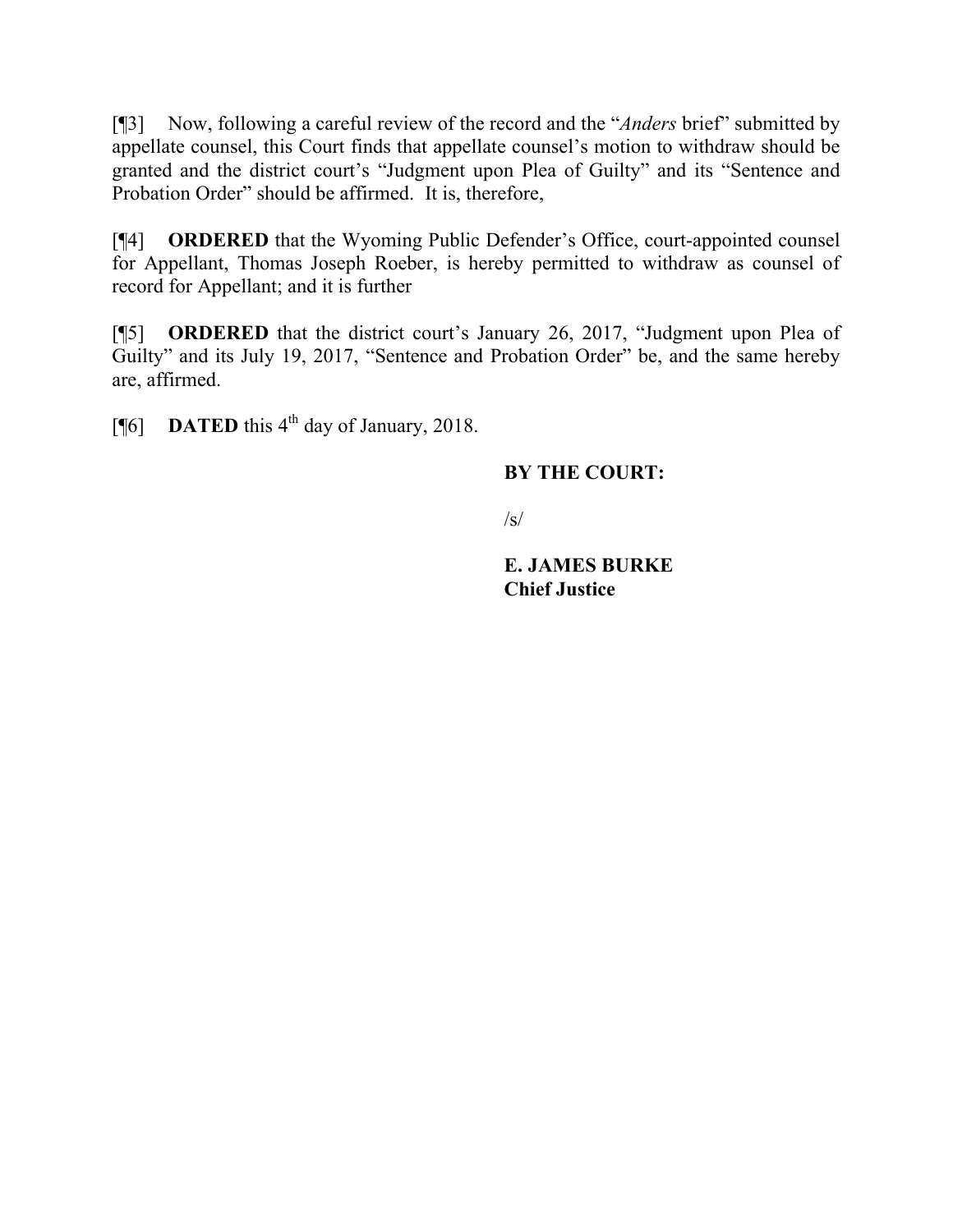[¶3] Now, following a careful review of the record and the "*Anders* brief" submitted by appellate counsel, this Court finds that appellate counsel's motion to withdraw should be granted and the district court's "Judgment upon Plea of Guilty" and its "Sentence and Probation Order" should be affirmed. It is, therefore,

[¶4] **ORDERED** that the Wyoming Public Defender's Office, court-appointed counsel for Appellant, Thomas Joseph Roeber, is hereby permitted to withdraw as counsel of record for Appellant; and it is further

[¶5] **ORDERED** that the district court's January 26, 2017, "Judgment upon Plea of Guilty" and its July 19, 2017, "Sentence and Probation Order" be, and the same hereby are, affirmed.

[¶6] **DATED** this 4th day of January, 2018.

**BY THE COURT:**

/s/

**E. JAMES BURKE**
**Chief Justice**